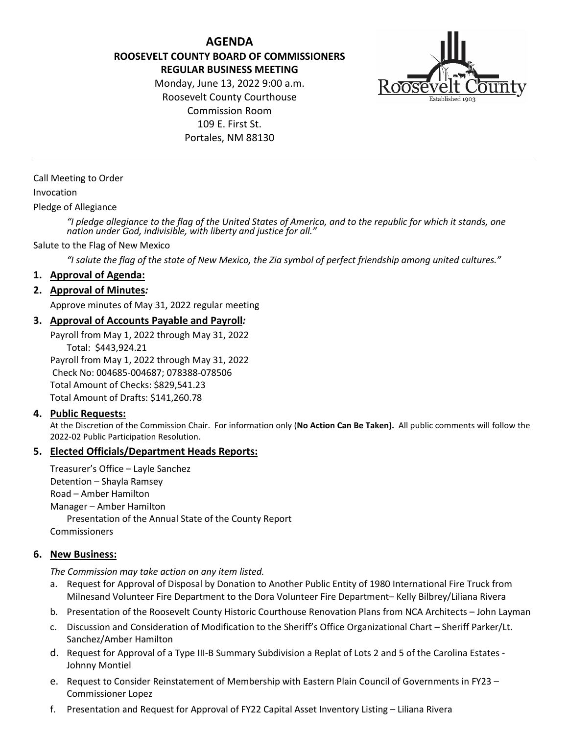# AGENDA

## ROOSEVELT COUNTY BOARD OF COMMISSIONERS
## REGULAR BUSINESS MEETING

Monday, June 13, 2022 9:00 a.m.
Roosevelt County Courthouse
Commission Room
109 E. First St.
Portales, NM 88130

---

Call Meeting to Order

Invocation

Pledge of Allegiance

> *"I pledge allegiance to the flag of the United States of America, and to the republic for which it stands, one nation under God, indivisible, with liberty and justice for all."*

Salute to the Flag of New Mexico

> *"I salute the flag of the state of New Mexico, the Zia symbol of perfect friendship among united cultures."*

1. **Approval of Agenda:**

2. **Approval of Minutes*:***

   Approve minutes of May 31, 2022 regular meeting

3. **Approval of Accounts Payable and Payroll*:***

   Payroll from May 1, 2022 through May 31, 2022
   Total: $443,924.21
   Payroll from May 1, 2022 through May 31, 2022
   Check No: 004685-004687; 078388-078506
   Total Amount of Checks: $829,541.23
   Total Amount of Drafts: $141,260.78

4. **Public Requests:**

   At the Discretion of the Commission Chair. For information only (**No Action Can Be Taken).** All public comments will follow the 2022-02 Public Participation Resolution.

5. **Elected Officials/Department Heads Reports:**

   Treasurer's Office – Layle Sanchez
   Detention – Shayla Ramsey
   Road – Amber Hamilton
   Manager – Amber Hamilton
   Presentation of the Annual State of the County Report
   Commissioners

6. **New Business:**

   *The Commission may take action on any item listed.*

   a. Request for Approval of Disposal by Donation to Another Public Entity of 1980 International Fire Truck from Milnesand Volunteer Fire Department to the Dora Volunteer Fire Department– Kelly Bilbrey/Liliana Rivera
   b. Presentation of the Roosevelt County Historic Courthouse Renovation Plans from NCA Architects – John Layman
   c. Discussion and Consideration of Modification to the Sheriff's Office Organizational Chart – Sheriff Parker/Lt. Sanchez/Amber Hamilton
   d. Request for Approval of a Type III-B Summary Subdivision a Replat of Lots 2 and 5 of the Carolina Estates - Johnny Montiel
   e. Request to Consider Reinstatement of Membership with Eastern Plain Council of Governments in FY23 – Commissioner Lopez
   f. Presentation and Request for Approval of FY22 Capital Asset Inventory Listing – Liliana Rivera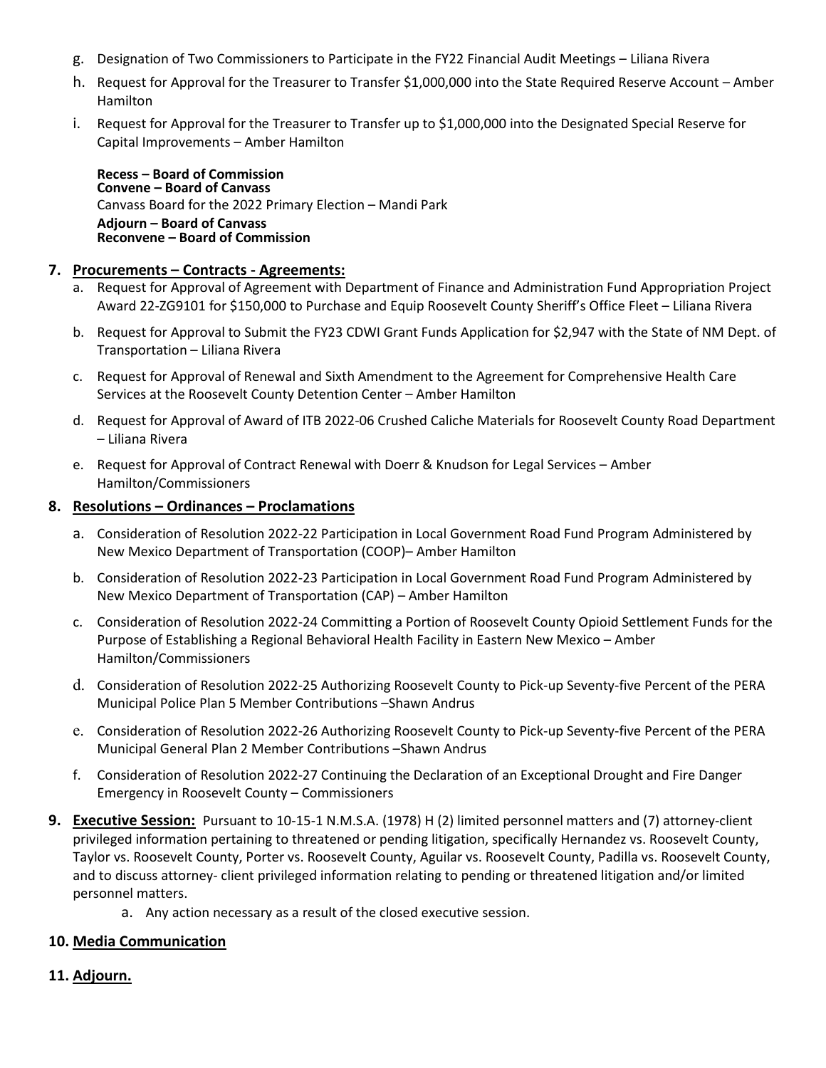g. Designation of Two Commissioners to Participate in the FY22 Financial Audit Meetings – Liliana Rivera

h. Request for Approval for the Treasurer to Transfer $1,000,000 into the State Required Reserve Account – Amber Hamilton

i. Request for Approval for the Treasurer to Transfer up to $1,000,000 into the Designated Special Reserve for Capital Improvements – Amber Hamilton

**Recess – Board of Commission**
**Convene – Board of Canvass**
Canvass Board for the 2022 Primary Election – Mandi Park
**Adjourn – Board of Canvass**
**Reconvene – Board of Commission**

**7. Procurements – Contracts - Agreements:**

a. Request for Approval of Agreement with Department of Finance and Administration Fund Appropriation Project Award 22-ZG9101 for $150,000 to Purchase and Equip Roosevelt County Sheriff's Office Fleet – Liliana Rivera

b. Request for Approval to Submit the FY23 CDWI Grant Funds Application for $2,947 with the State of NM Dept. of Transportation – Liliana Rivera

c. Request for Approval of Renewal and Sixth Amendment to the Agreement for Comprehensive Health Care Services at the Roosevelt County Detention Center – Amber Hamilton

d. Request for Approval of Award of ITB 2022-06 Crushed Caliche Materials for Roosevelt County Road Department – Liliana Rivera

e. Request for Approval of Contract Renewal with Doerr & Knudson for Legal Services – Amber Hamilton/Commissioners

**8. Resolutions – Ordinances – Proclamations**

a. Consideration of Resolution 2022-22 Participation in Local Government Road Fund Program Administered by New Mexico Department of Transportation (COOP)– Amber Hamilton

b. Consideration of Resolution 2022-23 Participation in Local Government Road Fund Program Administered by New Mexico Department of Transportation (CAP) – Amber Hamilton

c. Consideration of Resolution 2022-24 Committing a Portion of Roosevelt County Opioid Settlement Funds for the Purpose of Establishing a Regional Behavioral Health Facility in Eastern New Mexico – Amber Hamilton/Commissioners

d. Consideration of Resolution 2022-25 Authorizing Roosevelt County to Pick-up Seventy-five Percent of the PERA Municipal Police Plan 5 Member Contributions –Shawn Andrus

e. Consideration of Resolution 2022-26 Authorizing Roosevelt County to Pick-up Seventy-five Percent of the PERA Municipal General Plan 2 Member Contributions –Shawn Andrus

f. Consideration of Resolution 2022-27 Continuing the Declaration of an Exceptional Drought and Fire Danger Emergency in Roosevelt County – Commissioners

**9. Executive Session:** Pursuant to 10-15-1 N.M.S.A. (1978) H (2) limited personnel matters and (7) attorney-client privileged information pertaining to threatened or pending litigation, specifically Hernandez vs. Roosevelt County, Taylor vs. Roosevelt County, Porter vs. Roosevelt County, Aguilar vs. Roosevelt County, Padilla vs. Roosevelt County, and to discuss attorney- client privileged information relating to pending or threatened litigation and/or limited personnel matters.

a. Any action necessary as a result of the closed executive session.

**10. Media Communication**

**11. Adjourn.**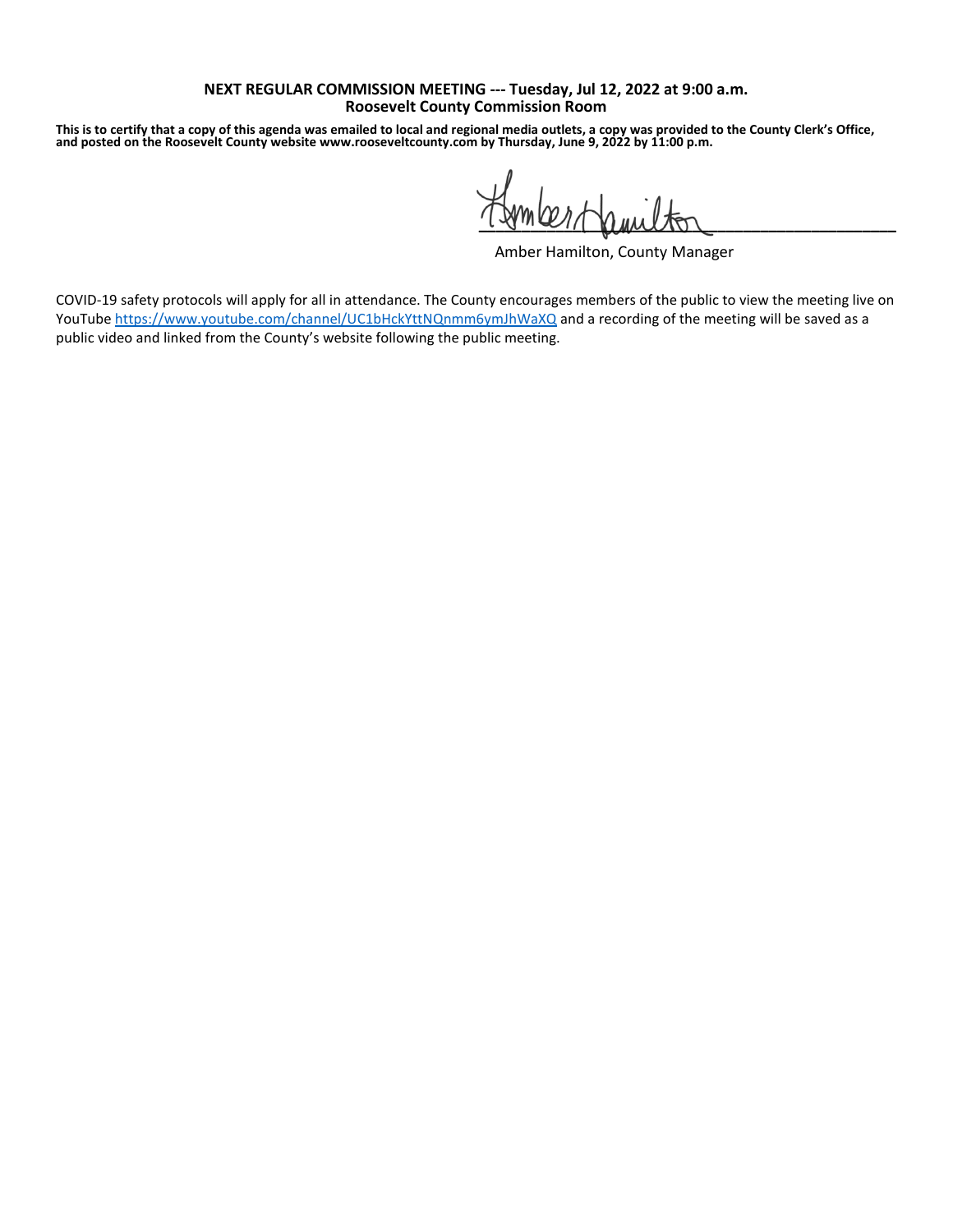**NEXT REGULAR COMMISSION MEETING --- Tuesday, Jul 12, 2022 at 9:00 a.m.**
**Roosevelt County Commission Room**

**This is to certify that a copy of this agenda was emailed to local and regional media outlets, a copy was provided to the County Clerk's Office, and posted on the Roosevelt County website www.rooseveltcounty.com by Thursday, June 9, 2022 by 11:00 p.m.**

Amber Hamilton, County Manager

COVID-19 safety protocols will apply for all in attendance. The County encourages members of the public to view the meeting live on YouTube https://www.youtube.com/channel/UC1bHckYttNQnmm6ymJhWaXQ and a recording of the meeting will be saved as a public video and linked from the County's website following the public meeting.